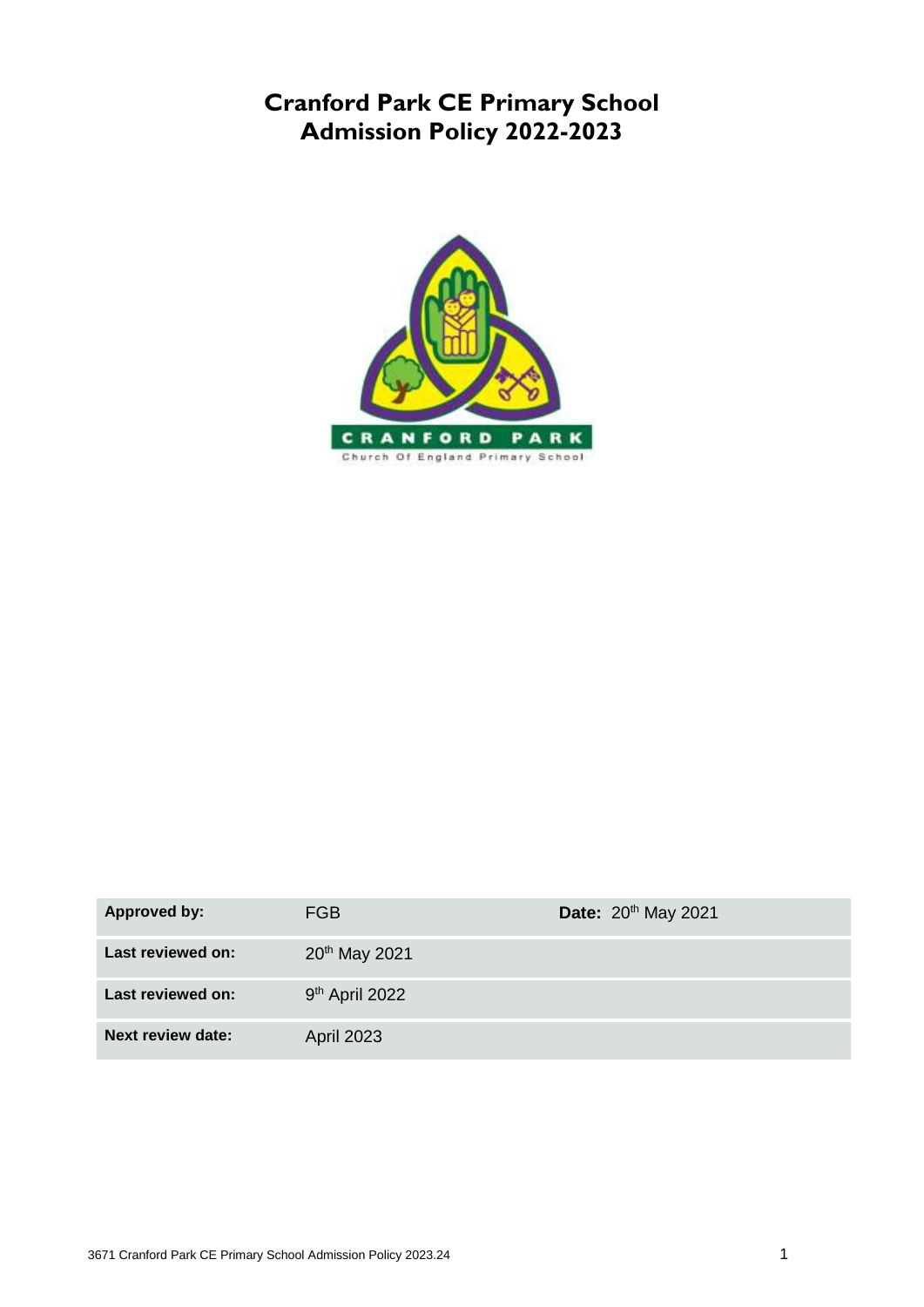# Cranford Park CE Primary School
# Admission Policy 2022-2023

| Approved by: | FGB | Date: 20th May 2021 |
|---|---|---|
| Last reviewed on: | 20th May 2021 | |
| Last reviewed on: | 9th April 2022 | |
| Next review date: | April 2023 | |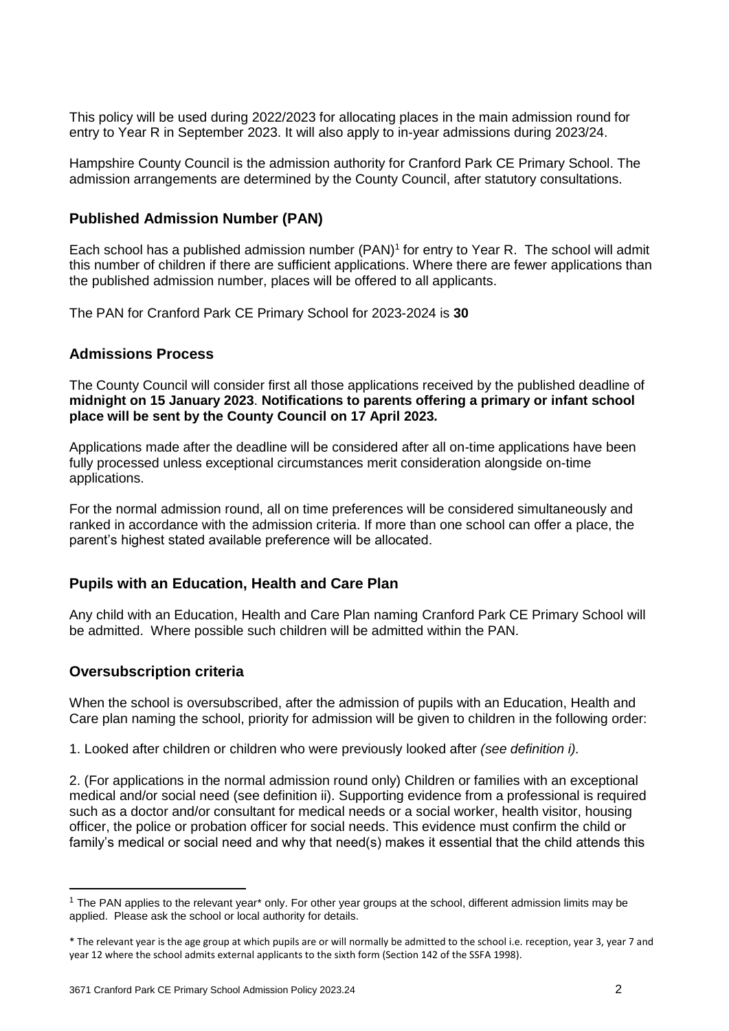This policy will be used during 2022/2023 for allocating places in the main admission round for entry to Year R in September 2023. It will also apply to in-year admissions during 2023/24.

Hampshire County Council is the admission authority for Cranford Park CE Primary School. The admission arrangements are determined by the County Council, after statutory consultations.

## Published Admission Number (PAN)

Each school has a published admission number (PAN)[1] for entry to Year R. The school will admit this number of children if there are sufficient applications. Where there are fewer applications than the published admission number, places will be offered to all applicants.

The PAN for Cranford Park CE Primary School for 2023-2024 is **30**

## Admissions Process

The County Council will consider first all those applications received by the published deadline of **midnight on 15 January 2023**. **Notifications to parents offering a primary or infant school place will be sent by the County Council on 17 April 2023.**

Applications made after the deadline will be considered after all on-time applications have been fully processed unless exceptional circumstances merit consideration alongside on-time applications.

For the normal admission round, all on time preferences will be considered simultaneously and ranked in accordance with the admission criteria. If more than one school can offer a place, the parent's highest stated available preference will be allocated.

## Pupils with an Education, Health and Care Plan

Any child with an Education, Health and Care Plan naming Cranford Park CE Primary School will be admitted. Where possible such children will be admitted within the PAN.

## Oversubscription criteria

When the school is oversubscribed, after the admission of pupils with an Education, Health and Care plan naming the school, priority for admission will be given to children in the following order:

1. Looked after children or children who were previously looked after *(see definition i).*

2. (For applications in the normal admission round only) Children or families with an exceptional medical and/or social need (see definition ii). Supporting evidence from a professional is required such as a doctor and/or consultant for medical needs or a social worker, health visitor, housing officer, the police or probation officer for social needs. This evidence must confirm the child or family's medical or social need and why that need(s) makes it essential that the child attends this

---

[1] The PAN applies to the relevant year* only. For other year groups at the school, different admission limits may be applied. Please ask the school or local authority for details.

* The relevant year is the age group at which pupils are or will normally be admitted to the school i.e. reception, year 3, year 7 and year 12 where the school admits external applicants to the sixth form (Section 142 of the SSFA 1998).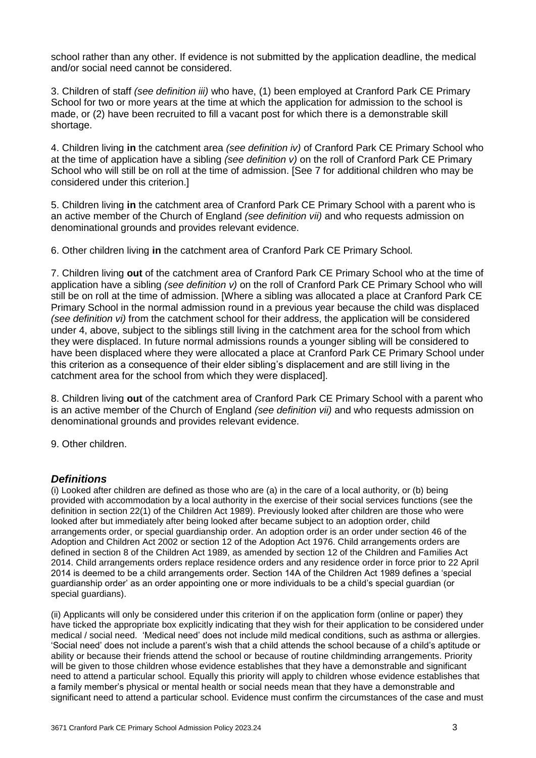school rather than any other. If evidence is not submitted by the application deadline, the medical and/or social need cannot be considered.

3. Children of staff *(see definition iii)* who have, (1) been employed at Cranford Park CE Primary School for two or more years at the time at which the application for admission to the school is made, or (2) have been recruited to fill a vacant post for which there is a demonstrable skill shortage.

4. Children living **in** the catchment area *(see definition iv)* of Cranford Park CE Primary School who at the time of application have a sibling *(see definition v)* on the roll of Cranford Park CE Primary School who will still be on roll at the time of admission. [See 7 for additional children who may be considered under this criterion.]

5. Children living **in** the catchment area of Cranford Park CE Primary School with a parent who is an active member of the Church of England *(see definition vii)* and who requests admission on denominational grounds and provides relevant evidence.

6. Other children living **in** the catchment area of Cranford Park CE Primary School.

7. Children living **out** of the catchment area of Cranford Park CE Primary School who at the time of application have a sibling *(see definition v)* on the roll of Cranford Park CE Primary School who will still be on roll at the time of admission. [Where a sibling was allocated a place at Cranford Park CE Primary School in the normal admission round in a previous year because the child was displaced *(see definition vi)* from the catchment school for their address, the application will be considered under 4, above, subject to the siblings still living in the catchment area for the school from which they were displaced. In future normal admissions rounds a younger sibling will be considered to have been displaced where they were allocated a place at Cranford Park CE Primary School under this criterion as a consequence of their elder sibling's displacement and are still living in the catchment area for the school from which they were displaced].

8. Children living **out** of the catchment area of Cranford Park CE Primary School with a parent who is an active member of the Church of England *(see definition vii)* and who requests admission on denominational grounds and provides relevant evidence.

9. Other children.

## *Definitions*

(i) Looked after children are defined as those who are (a) in the care of a local authority, or (b) being provided with accommodation by a local authority in the exercise of their social services functions (see the definition in section 22(1) of the Children Act 1989). Previously looked after children are those who were looked after but immediately after being looked after became subject to an adoption order, child arrangements order, or special guardianship order. An adoption order is an order under section 46 of the Adoption and Children Act 2002 or section 12 of the Adoption Act 1976. Child arrangements orders are defined in section 8 of the Children Act 1989, as amended by section 12 of the Children and Families Act 2014. Child arrangements orders replace residence orders and any residence order in force prior to 22 April 2014 is deemed to be a child arrangements order. Section 14A of the Children Act 1989 defines a 'special guardianship order' as an order appointing one or more individuals to be a child's special guardian (or special guardians).

(ii) Applicants will only be considered under this criterion if on the application form (online or paper) they have ticked the appropriate box explicitly indicating that they wish for their application to be considered under medical / social need. 'Medical need' does not include mild medical conditions, such as asthma or allergies. 'Social need' does not include a parent's wish that a child attends the school because of a child's aptitude or ability or because their friends attend the school or because of routine childminding arrangements. Priority will be given to those children whose evidence establishes that they have a demonstrable and significant need to attend a particular school. Equally this priority will apply to children whose evidence establishes that a family member's physical or mental health or social needs mean that they have a demonstrable and significant need to attend a particular school. Evidence must confirm the circumstances of the case and must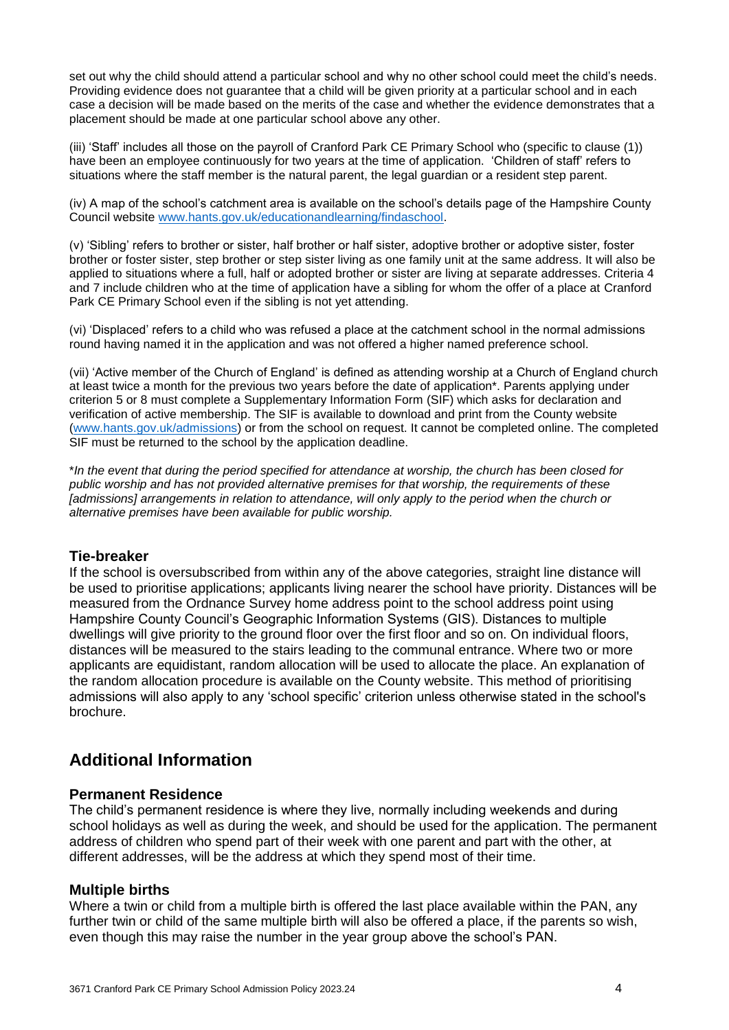set out why the child should attend a particular school and why no other school could meet the child's needs. Providing evidence does not guarantee that a child will be given priority at a particular school and in each case a decision will be made based on the merits of the case and whether the evidence demonstrates that a placement should be made at one particular school above any other.

(iii) 'Staff' includes all those on the payroll of Cranford Park CE Primary School who (specific to clause (1)) have been an employee continuously for two years at the time of application. 'Children of staff' refers to situations where the staff member is the natural parent, the legal guardian or a resident step parent.

(iv) A map of the school's catchment area is available on the school's details page of the Hampshire County Council website [www.hants.gov.uk/educationandlearning/findaschool](www.hants.gov.uk/educationandlearning/findaschool).

(v) 'Sibling' refers to brother or sister, half brother or half sister, adoptive brother or adoptive sister, foster brother or foster sister, step brother or step sister living as one family unit at the same address. It will also be applied to situations where a full, half or adopted brother or sister are living at separate addresses. Criteria 4 and 7 include children who at the time of application have a sibling for whom the offer of a place at Cranford Park CE Primary School even if the sibling is not yet attending.

(vi) 'Displaced' refers to a child who was refused a place at the catchment school in the normal admissions round having named it in the application and was not offered a higher named preference school.

(vii) 'Active member of the Church of England' is defined as attending worship at a Church of England church at least twice a month for the previous two years before the date of application*. Parents applying under criterion 5 or 8 must complete a Supplementary Information Form (SIF) which asks for declaration and verification of active membership. The SIF is available to download and print from the County website ([www.hants.gov.uk/admissions](www.hants.gov.uk/admissions)) or from the school on request. It cannot be completed online. The completed SIF must be returned to the school by the application deadline.

\**In the event that during the period specified for attendance at worship, the church has been closed for public worship and has not provided alternative premises for that worship, the requirements of these [admissions] arrangements in relation to attendance, will only apply to the period when the church or alternative premises have been available for public worship.*

### Tie-breaker

If the school is oversubscribed from within any of the above categories, straight line distance will be used to prioritise applications; applicants living nearer the school have priority. Distances will be measured from the Ordnance Survey home address point to the school address point using Hampshire County Council's Geographic Information Systems (GIS). Distances to multiple dwellings will give priority to the ground floor over the first floor and so on. On individual floors, distances will be measured to the stairs leading to the communal entrance. Where two or more applicants are equidistant, random allocation will be used to allocate the place. An explanation of the random allocation procedure is available on the County website. This method of prioritising admissions will also apply to any 'school specific' criterion unless otherwise stated in the school's brochure.

## Additional Information

### Permanent Residence

The child's permanent residence is where they live, normally including weekends and during school holidays as well as during the week, and should be used for the application. The permanent address of children who spend part of their week with one parent and part with the other, at different addresses, will be the address at which they spend most of their time.

### Multiple births

Where a twin or child from a multiple birth is offered the last place available within the PAN, any further twin or child of the same multiple birth will also be offered a place, if the parents so wish, even though this may raise the number in the year group above the school's PAN.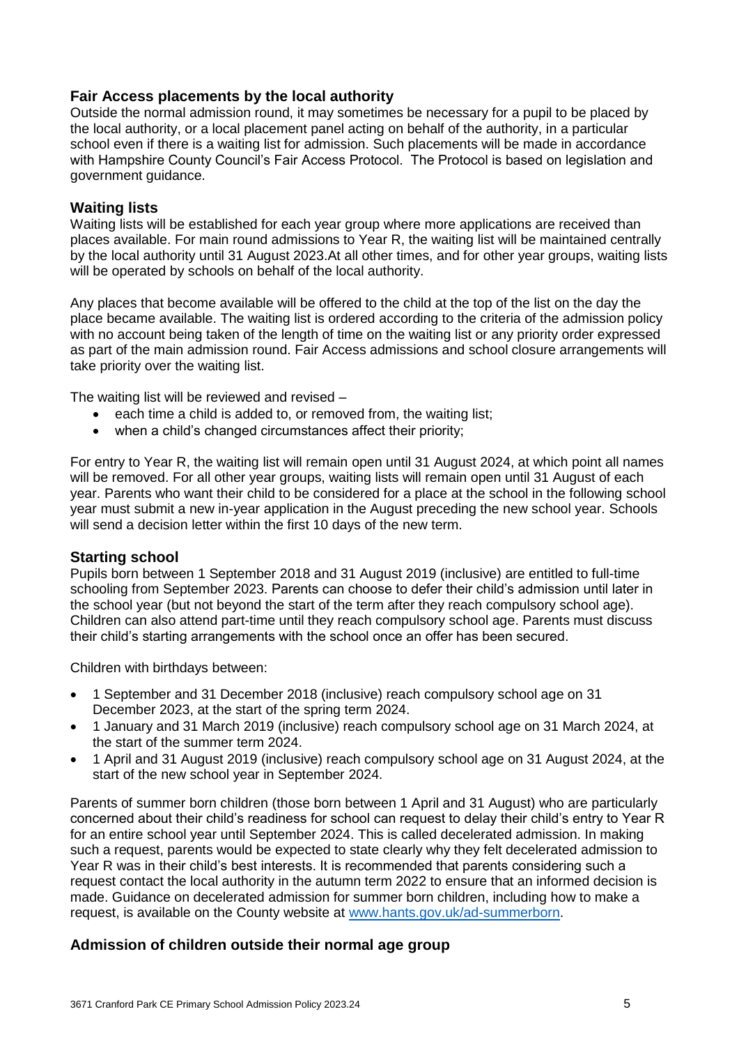### Fair Access placements by the local authority

Outside the normal admission round, it may sometimes be necessary for a pupil to be placed by the local authority, or a local placement panel acting on behalf of the authority, in a particular school even if there is a waiting list for admission. Such placements will be made in accordance with Hampshire County Council's Fair Access Protocol. The Protocol is based on legislation and government guidance.

### Waiting lists

Waiting lists will be established for each year group where more applications are received than places available. For main round admissions to Year R, the waiting list will be maintained centrally by the local authority until 31 August 2023.At all other times, and for other year groups, waiting lists will be operated by schools on behalf of the local authority.

Any places that become available will be offered to the child at the top of the list on the day the place became available. The waiting list is ordered according to the criteria of the admission policy with no account being taken of the length of time on the waiting list or any priority order expressed as part of the main admission round. Fair Access admissions and school closure arrangements will take priority over the waiting list.

The waiting list will be reviewed and revised –

- each time a child is added to, or removed from, the waiting list;
- when a child's changed circumstances affect their priority;

For entry to Year R, the waiting list will remain open until 31 August 2024, at which point all names will be removed. For all other year groups, waiting lists will remain open until 31 August of each year. Parents who want their child to be considered for a place at the school in the following school year must submit a new in-year application in the August preceding the new school year. Schools will send a decision letter within the first 10 days of the new term.

### Starting school

Pupils born between 1 September 2018 and 31 August 2019 (inclusive) are entitled to full-time schooling from September 2023. Parents can choose to defer their child's admission until later in the school year (but not beyond the start of the term after they reach compulsory school age). Children can also attend part-time until they reach compulsory school age. Parents must discuss their child's starting arrangements with the school once an offer has been secured.

Children with birthdays between:

- 1 September and 31 December 2018 (inclusive) reach compulsory school age on 31 December 2023, at the start of the spring term 2024.
- 1 January and 31 March 2019 (inclusive) reach compulsory school age on 31 March 2024, at the start of the summer term 2024.
- 1 April and 31 August 2019 (inclusive) reach compulsory school age on 31 August 2024, at the start of the new school year in September 2024.

Parents of summer born children (those born between 1 April and 31 August) who are particularly concerned about their child's readiness for school can request to delay their child's entry to Year R for an entire school year until September 2024. This is called decelerated admission. In making such a request, parents would be expected to state clearly why they felt decelerated admission to Year R was in their child's best interests. It is recommended that parents considering such a request contact the local authority in the autumn term 2022 to ensure that an informed decision is made. Guidance on decelerated admission for summer born children, including how to make a request, is available on the County website at [www.hants.gov.uk/ad-summerborn](www.hants.gov.uk/ad-summerborn).

### Admission of children outside their normal age group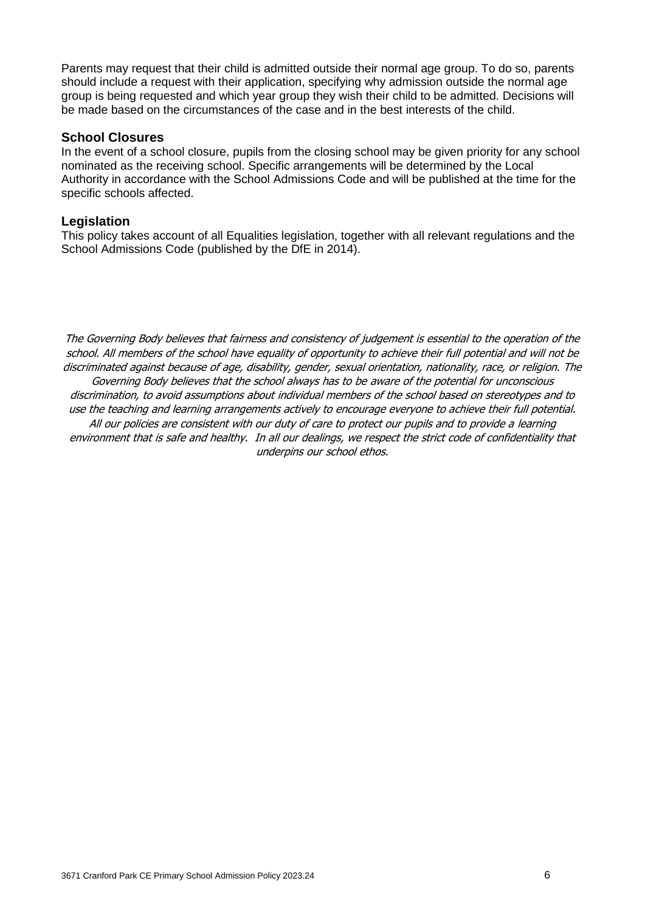Parents may request that their child is admitted outside their normal age group. To do so, parents should include a request with their application, specifying why admission outside the normal age group is being requested and which year group they wish their child to be admitted. Decisions will be made based on the circumstances of the case and in the best interests of the child.

## School Closures

In the event of a school closure, pupils from the closing school may be given priority for any school nominated as the receiving school. Specific arrangements will be determined by the Local Authority in accordance with the School Admissions Code and will be published at the time for the specific schools affected.

## Legislation

This policy takes account of all Equalities legislation, together with all relevant regulations and the School Admissions Code (published by the DfE in 2014).

*The Governing Body believes that fairness and consistency of judgement is essential to the operation of the school. All members of the school have equality of opportunity to achieve their full potential and will not be discriminated against because of age, disability, gender, sexual orientation, nationality, race, or religion. The Governing Body believes that the school always has to be aware of the potential for unconscious discrimination, to avoid assumptions about individual members of the school based on stereotypes and to use the teaching and learning arrangements actively to encourage everyone to achieve their full potential. All our policies are consistent with our duty of care to protect our pupils and to provide a learning environment that is safe and healthy. In all our dealings, we respect the strict code of confidentiality that underpins our school ethos.*